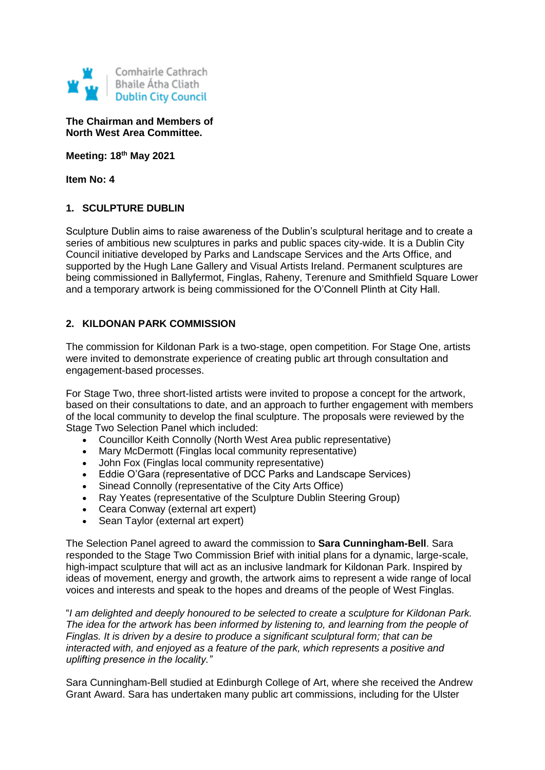Comhairle Cathrach
Bhaile Átha Cliath
Dublin City Council

**The Chairman and Members of**
**North West Area Committee.**

**Meeting: 18th May 2021**

**Item No: 4**

## 1. SCULPTURE DUBLIN

Sculpture Dublin aims to raise awareness of the Dublin's sculptural heritage and to create a series of ambitious new sculptures in parks and public spaces city-wide. It is a Dublin City Council initiative developed by Parks and Landscape Services and the Arts Office, and supported by the Hugh Lane Gallery and Visual Artists Ireland. Permanent sculptures are being commissioned in Ballyfermot, Finglas, Raheny, Terenure and Smithfield Square Lower and a temporary artwork is being commissioned for the O'Connell Plinth at City Hall.

## 2. KILDONAN PARK COMMISSION

The commission for Kildonan Park is a two-stage, open competition. For Stage One, artists were invited to demonstrate experience of creating public art through consultation and engagement-based processes.

For Stage Two, three short-listed artists were invited to propose a concept for the artwork, based on their consultations to date, and an approach to further engagement with members of the local community to develop the final sculpture. The proposals were reviewed by the Stage Two Selection Panel which included:

- Councillor Keith Connolly (North West Area public representative)
- Mary McDermott (Finglas local community representative)
- John Fox (Finglas local community representative)
- Eddie O'Gara (representative of DCC Parks and Landscape Services)
- Sinead Connolly (representative of the City Arts Office)
- Ray Yeates (representative of the Sculpture Dublin Steering Group)
- Ceara Conway (external art expert)
- Sean Taylor (external art expert)

The Selection Panel agreed to award the commission to **Sara Cunningham-Bell**. Sara responded to the Stage Two Commission Brief with initial plans for a dynamic, large-scale, high-impact sculpture that will act as an inclusive landmark for Kildonan Park. Inspired by ideas of movement, energy and growth, the artwork aims to represent a wide range of local voices and interests and speak to the hopes and dreams of the people of West Finglas.

"*I am delighted and deeply honoured to be selected to create a sculpture for Kildonan Park. The idea for the artwork has been informed by listening to, and learning from the people of Finglas. It is driven by a desire to produce a significant sculptural form; that can be interacted with, and enjoyed as a feature of the park, which represents a positive and uplifting presence in the locality.*"

Sara Cunningham-Bell studied at Edinburgh College of Art, where she received the Andrew Grant Award. Sara has undertaken many public art commissions, including for the Ulster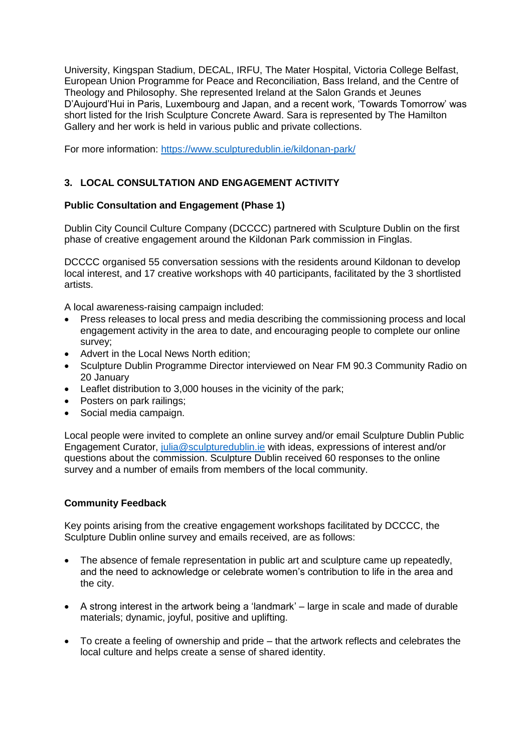University, Kingspan Stadium, DECAL, IRFU, The Mater Hospital, Victoria College Belfast, European Union Programme for Peace and Reconciliation, Bass Ireland, and the Centre of Theology and Philosophy. She represented Ireland at the Salon Grands et Jeunes D'Aujourd'Hui in Paris, Luxembourg and Japan, and a recent work, 'Towards Tomorrow' was short listed for the Irish Sculpture Concrete Award. Sara is represented by The Hamilton Gallery and her work is held in various public and private collections.

For more information: [https://www.sculpturedublin.ie/kildonan-park/](https://www.sculpturedublin.ie/kildonan-park/)

## 3. LOCAL CONSULTATION AND ENGAGEMENT ACTIVITY

**Public Consultation and Engagement (Phase 1)**

Dublin City Council Culture Company (DCCCC) partnered with Sculpture Dublin on the first phase of creative engagement around the Kildonan Park commission in Finglas.

DCCCC organised 55 conversation sessions with the residents around Kildonan to develop local interest, and 17 creative workshops with 40 participants, facilitated by the 3 shortlisted artists.

A local awareness-raising campaign included:

- Press releases to local press and media describing the commissioning process and local engagement activity in the area to date, and encouraging people to complete our online survey;
- Advert in the Local News North edition;
- Sculpture Dublin Programme Director interviewed on Near FM 90.3 Community Radio on 20 January
- Leaflet distribution to 3,000 houses in the vicinity of the park;
- Posters on park railings;
- Social media campaign.

Local people were invited to complete an online survey and/or email Sculpture Dublin Public Engagement Curator, [julia@sculpturedublin.ie](mailto:julia@sculpturedublin.ie) with ideas, expressions of interest and/or questions about the commission. Sculpture Dublin received 60 responses to the online survey and a number of emails from members of the local community.

**Community Feedback**

Key points arising from the creative engagement workshops facilitated by DCCCC, the Sculpture Dublin online survey and emails received, are as follows:

- The absence of female representation in public art and sculpture came up repeatedly, and the need to acknowledge or celebrate women's contribution to life in the area and the city.
- A strong interest in the artwork being a 'landmark' – large in scale and made of durable materials; dynamic, joyful, positive and uplifting.
- To create a feeling of ownership and pride – that the artwork reflects and celebrates the local culture and helps create a sense of shared identity.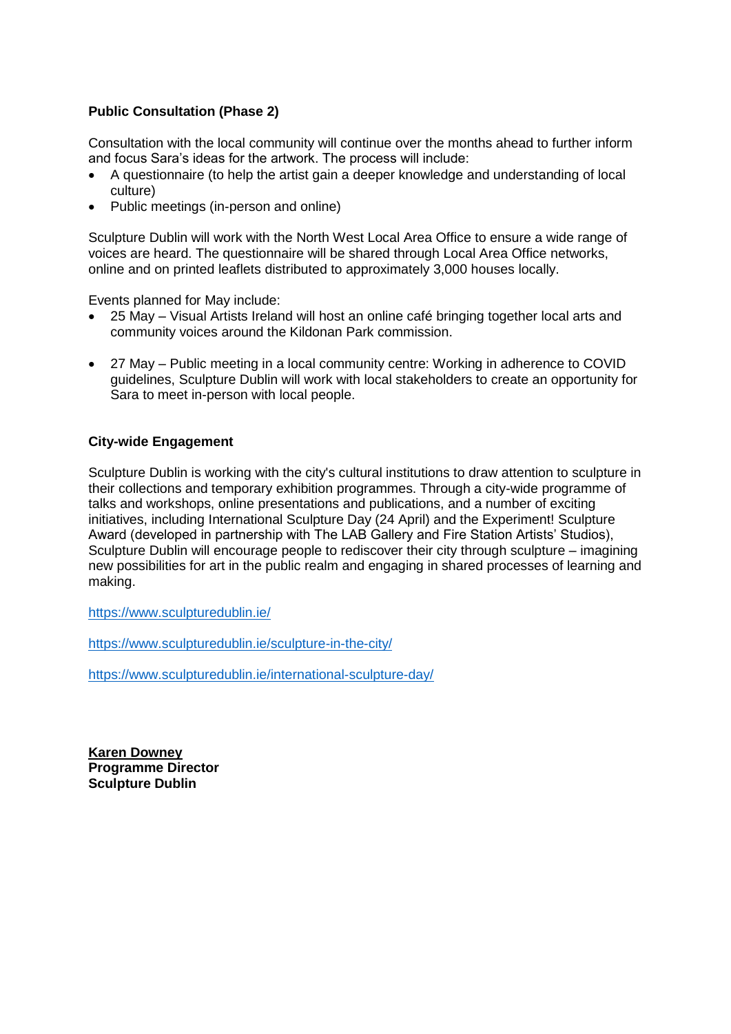**Public Consultation (Phase 2)**

Consultation with the local community will continue over the months ahead to further inform and focus Sara's ideas for the artwork. The process will include:

- A questionnaire (to help the artist gain a deeper knowledge and understanding of local culture)
- Public meetings (in-person and online)

Sculpture Dublin will work with the North West Local Area Office to ensure a wide range of voices are heard. The questionnaire will be shared through Local Area Office networks, online and on printed leaflets distributed to approximately 3,000 houses locally.

Events planned for May include:

- 25 May – Visual Artists Ireland will host an online café bringing together local arts and community voices around the Kildonan Park commission.

- 27 May – Public meeting in a local community centre: Working in adherence to COVID guidelines, Sculpture Dublin will work with local stakeholders to create an opportunity for Sara to meet in-person with local people.

**City-wide Engagement**

Sculpture Dublin is working with the city's cultural institutions to draw attention to sculpture in their collections and temporary exhibition programmes. Through a city-wide programme of talks and workshops, online presentations and publications, and a number of exciting initiatives, including International Sculpture Day (24 April) and the Experiment! Sculpture Award (developed in partnership with The LAB Gallery and Fire Station Artists' Studios), Sculpture Dublin will encourage people to rediscover their city through sculpture – imagining new possibilities for art in the public realm and engaging in shared processes of learning and making.

https://www.sculpturedublin.ie/

https://www.sculpturedublin.ie/sculpture-in-the-city/

https://www.sculpturedublin.ie/international-sculpture-day/

**Karen Downey**
**Programme Director**
**Sculpture Dublin**